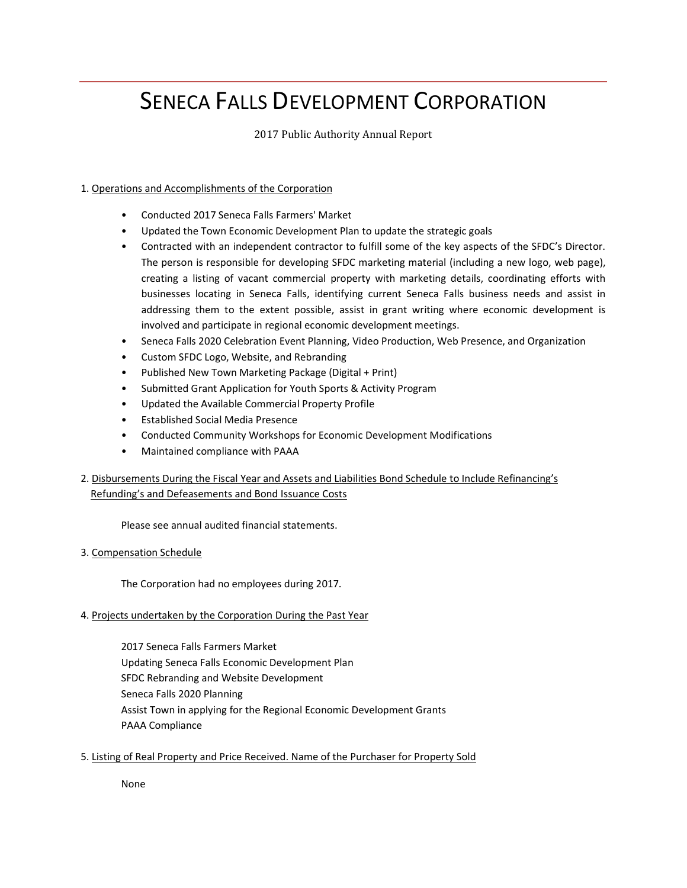# SENECA FALLS DEVELOPMENT CORPORATION

2017 Public Authority Annual Report

1. Operations and Accomplishments of the Corporation

- Conducted 2017 Seneca Falls Farmers' Market
- Updated the Town Economic Development Plan to update the strategic goals
- Contracted with an independent contractor to fulfill some of the key aspects of the SFDC's Director. The person is responsible for developing SFDC marketing material (including a new logo, web page), creating a listing of vacant commercial property with marketing details, coordinating efforts with businesses locating in Seneca Falls, identifying current Seneca Falls business needs and assist in addressing them to the extent possible, assist in grant writing where economic development is involved and participate in regional economic development meetings.
- Seneca Falls 2020 Celebration Event Planning, Video Production, Web Presence, and Organization
- Custom SFDC Logo, Website, and Rebranding
- Published New Town Marketing Package (Digital + Print)
- Submitted Grant Application for Youth Sports & Activity Program
- Updated the Available Commercial Property Profile
- Established Social Media Presence
- Conducted Community Workshops for Economic Development Modifications
- Maintained compliance with PAAA

2. Disbursements During the Fiscal Year and Assets and Liabilities Bond Schedule to Include Refinancing's Refunding's and Defeasements and Bond Issuance Costs

Please see annual audited financial statements.

3. Compensation Schedule

The Corporation had no employees during 2017.

4. Projects undertaken by the Corporation During the Past Year

2017 Seneca Falls Farmers Market
Updating Seneca Falls Economic Development Plan
SFDC Rebranding and Website Development
Seneca Falls 2020 Planning
Assist Town in applying for the Regional Economic Development Grants
PAAA Compliance

5. Listing of Real Property and Price Received. Name of the Purchaser for Property Sold

None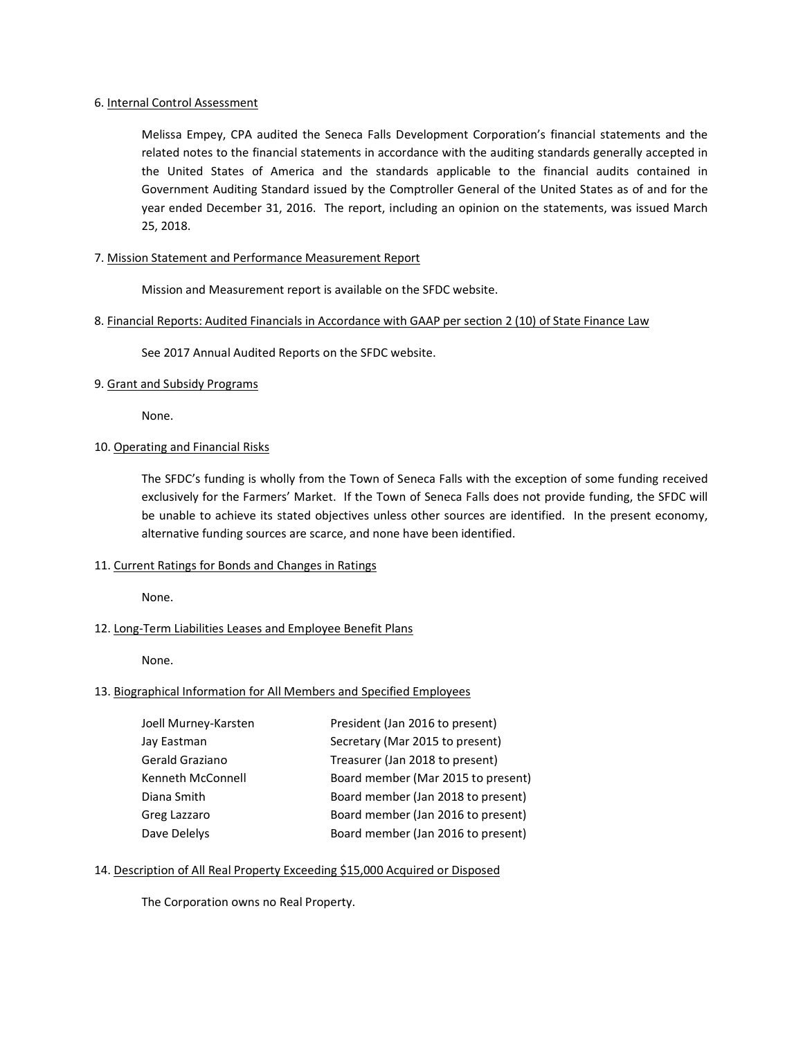6. <u>Internal Control Assessment</u>

Melissa Empey, CPA audited the Seneca Falls Development Corporation's financial statements and the related notes to the financial statements in accordance with the auditing standards generally accepted in the United States of America and the standards applicable to the financial audits contained in Government Auditing Standard issued by the Comptroller General of the United States as of and for the year ended December 31, 2016. The report, including an opinion on the statements, was issued March 25, 2018.

7. <u>Mission Statement and Performance Measurement Report</u>

Mission and Measurement report is available on the SFDC website.

8. <u>Financial Reports: Audited Financials in Accordance with GAAP per section 2 (10) of State Finance Law</u>

See 2017 Annual Audited Reports on the SFDC website.

9. <u>Grant and Subsidy Programs</u>

None.

10. <u>Operating and Financial Risks</u>

The SFDC's funding is wholly from the Town of Seneca Falls with the exception of some funding received exclusively for the Farmers' Market. If the Town of Seneca Falls does not provide funding, the SFDC will be unable to achieve its stated objectives unless other sources are identified. In the present economy, alternative funding sources are scarce, and none have been identified.

11. <u>Current Ratings for Bonds and Changes in Ratings</u>

None.

12. <u>Long-Term Liabilities Leases and Employee Benefit Plans</u>

None.

13. <u>Biographical Information for All Members and Specified Employees</u>

| | |
|---|---|
| Joell Murney-Karsten | President (Jan 2016 to present) |
| Jay Eastman | Secretary (Mar 2015 to present) |
| Gerald Graziano | Treasurer (Jan 2018 to present) |
| Kenneth McConnell | Board member (Mar 2015 to present) |
| Diana Smith | Board member (Jan 2018 to present) |
| Greg Lazzaro | Board member (Jan 2016 to present) |
| Dave Delelys | Board member (Jan 2016 to present) |

14. <u>Description of All Real Property Exceeding $15,000 Acquired or Disposed</u>

The Corporation owns no Real Property.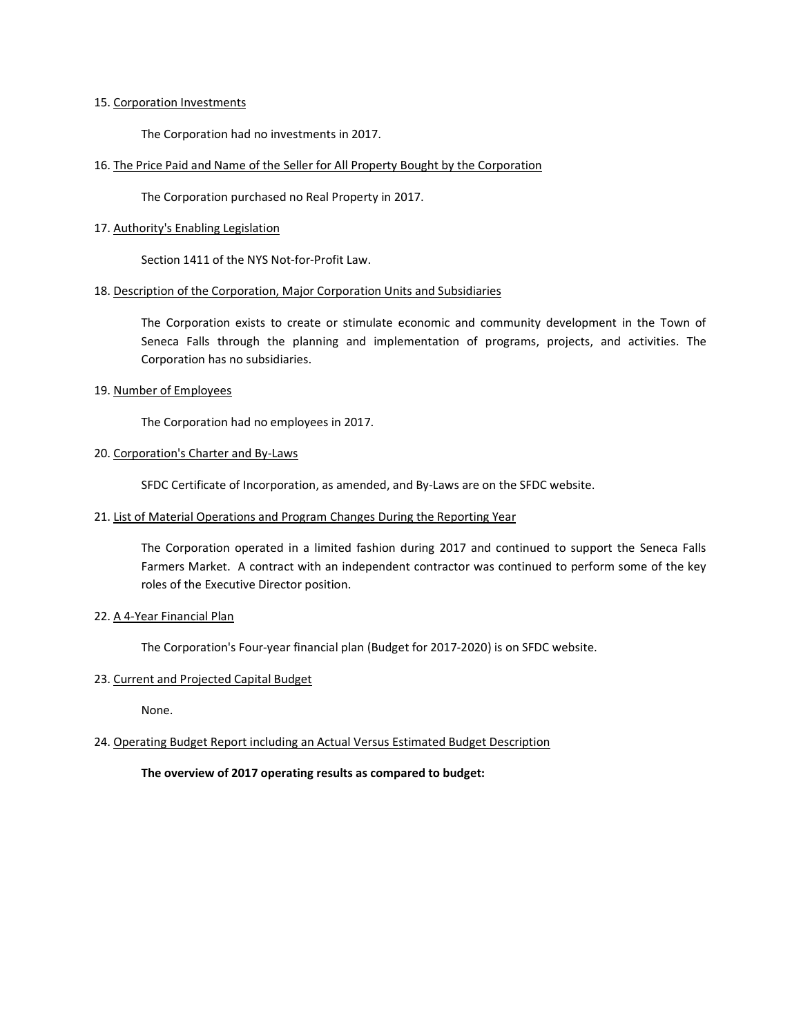15. Corporation Investments

The Corporation had no investments in 2017.

16. The Price Paid and Name of the Seller for All Property Bought by the Corporation

The Corporation purchased no Real Property in 2017.

17. Authority's Enabling Legislation

Section 1411 of the NYS Not-for-Profit Law.

18. Description of the Corporation, Major Corporation Units and Subsidiaries

The Corporation exists to create or stimulate economic and community development in the Town of Seneca Falls through the planning and implementation of programs, projects, and activities. The Corporation has no subsidiaries.

19. Number of Employees

The Corporation had no employees in 2017.

20. Corporation's Charter and By-Laws

SFDC Certificate of Incorporation, as amended, and By-Laws are on the SFDC website.

21. List of Material Operations and Program Changes During the Reporting Year

The Corporation operated in a limited fashion during 2017 and continued to support the Seneca Falls Farmers Market. A contract with an independent contractor was continued to perform some of the key roles of the Executive Director position.

22. A 4-Year Financial Plan

The Corporation's Four-year financial plan (Budget for 2017-2020) is on SFDC website.

23. Current and Projected Capital Budget

None.

24. Operating Budget Report including an Actual Versus Estimated Budget Description

**The overview of 2017 operating results as compared to budget:**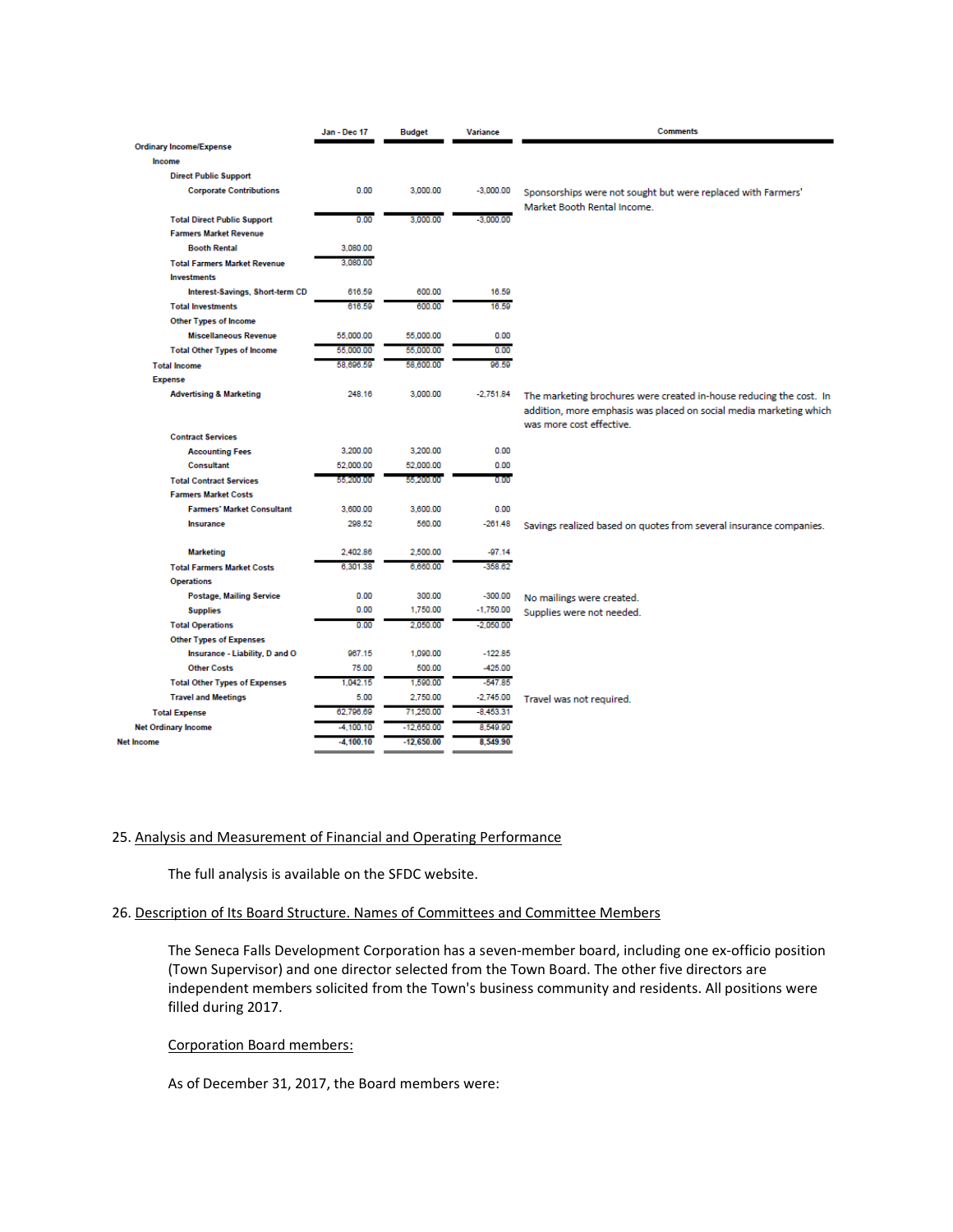| | Jan - Dec 17 | Budget | Variance | Comments |
|---|---|---|---|---|
| **Ordinary Income/Expense** | | | | |
| **Income** | | | | |
| **Direct Public Support** | | | | |
| **Corporate Contributions** | 0.00 | 3,000.00 | -3,000.00 | Sponsorships were not sought but were replaced with Farmers' Market Booth Rental Income. |
| **Total Direct Public Support** | 0.00 | 3,000.00 | -3,000.00 | |
| **Farmers Market Revenue** | | | | |
| **Booth Rental** | 3,080.00 | | | |
| **Total Farmers Market Revenue** | 3,080.00 | | | |
| **Investments** | | | | |
| **Interest-Savings, Short-term CD** | 616.59 | 600.00 | 16.59 | |
| **Total Investments** | 616.59 | 600.00 | 16.59 | |
| **Other Types of Income** | | | | |
| **Miscellaneous Revenue** | 55,000.00 | 55,000.00 | 0.00 | |
| **Total Other Types of Income** | 55,000.00 | 55,000.00 | 0.00 | |
| **Total Income** | 58,696.59 | 58,600.00 | 96.59 | |
| **Expense** | | | | |
| **Advertising & Marketing** | 248.16 | 3,000.00 | -2,751.84 | The marketing brochures were created in-house reducing the cost. In addition, more emphasis was placed on social media marketing which was more cost effective. |
| **Contract Services** | | | | |
| **Accounting Fees** | 3,200.00 | 3,200.00 | 0.00 | |
| **Consultant** | 52,000.00 | 52,000.00 | 0.00 | |
| **Total Contract Services** | 55,200.00 | 55,200.00 | 0.00 | |
| **Farmers Market Costs** | | | | |
| **Farmers' Market Consultant** | 3,600.00 | 3,600.00 | 0.00 | |
| **Insurance** | 298.52 | 560.00 | -261.48 | Savings realized based on quotes from several insurance companies. |
| **Marketing** | 2,402.86 | 2,500.00 | -97.14 | |
| **Total Farmers Market Costs** | 6,301.38 | 6,660.00 | -358.62 | |
| **Operations** | | | | |
| **Postage, Mailing Service** | 0.00 | 300.00 | -300.00 | No mailings were created. |
| **Supplies** | 0.00 | 1,750.00 | -1,750.00 | Supplies were not needed. |
| **Total Operations** | 0.00 | 2,050.00 | -2,050.00 | |
| **Other Types of Expenses** | | | | |
| **Insurance - Liability, D and O** | 967.15 | 1,090.00 | -122.85 | |
| **Other Costs** | 75.00 | 500.00 | -425.00 | |
| **Total Other Types of Expenses** | 1,042.15 | 1,590.00 | -547.85 | |
| **Travel and Meetings** | 5.00 | 2,750.00 | -2,745.00 | Travel was not required. |
| **Total Expense** | 62,796.69 | 71,250.00 | -8,453.31 | |
| **Net Ordinary Income** | -4,100.10 | -12,650.00 | 8,549.90 | |
| **Net Income** | -4,100.10 | -12,650.00 | 8,549.90 | |

25. Analysis and Measurement of Financial and Operating Performance

The full analysis is available on the SFDC website.

26. Description of Its Board Structure. Names of Committees and Committee Members

The Seneca Falls Development Corporation has a seven-member board, including one ex-officio position (Town Supervisor) and one director selected from the Town Board. The other five directors are independent members solicited from the Town's business community and residents. All positions were filled during 2017.

Corporation Board members:

As of December 31, 2017, the Board members were: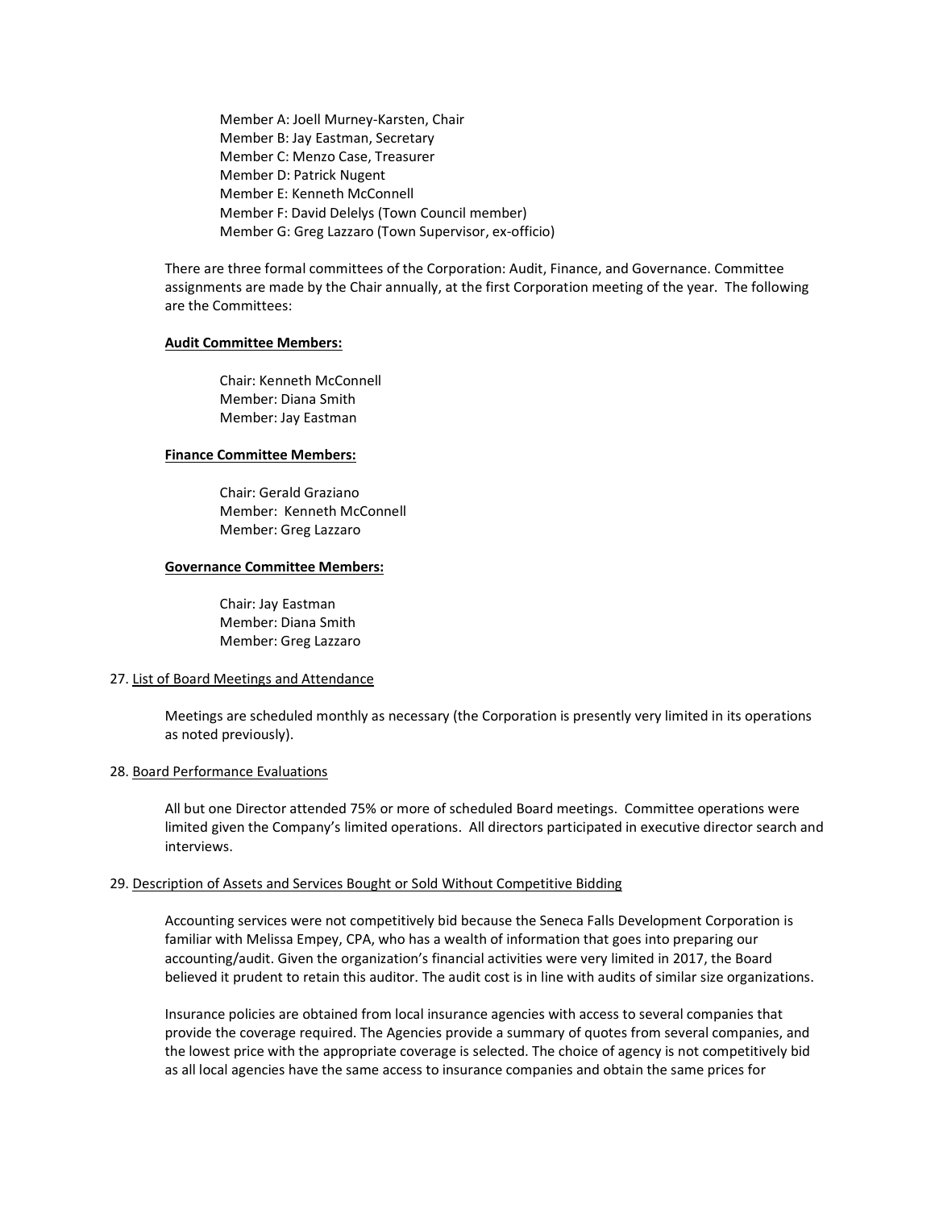Member A: Joell Murney-Karsten, Chair
Member B: Jay Eastman, Secretary
Member C: Menzo Case, Treasurer
Member D: Patrick Nugent
Member E: Kenneth McConnell
Member F: David Delelys (Town Council member)
Member G: Greg Lazzaro (Town Supervisor, ex-officio)

There are three formal committees of the Corporation: Audit, Finance, and Governance. Committee assignments are made by the Chair annually, at the first Corporation meeting of the year. The following are the Committees:

**Audit Committee Members:**

Chair: Kenneth McConnell
Member: Diana Smith
Member: Jay Eastman

**Finance Committee Members:**

Chair: Gerald Graziano
Member: Kenneth McConnell
Member: Greg Lazzaro

**Governance Committee Members:**

Chair: Jay Eastman
Member: Diana Smith
Member: Greg Lazzaro

27. List of Board Meetings and Attendance

Meetings are scheduled monthly as necessary (the Corporation is presently very limited in its operations as noted previously).

28. Board Performance Evaluations

All but one Director attended 75% or more of scheduled Board meetings. Committee operations were limited given the Company's limited operations. All directors participated in executive director search and interviews.

29. Description of Assets and Services Bought or Sold Without Competitive Bidding

Accounting services were not competitively bid because the Seneca Falls Development Corporation is familiar with Melissa Empey, CPA, who has a wealth of information that goes into preparing our accounting/audit. Given the organization's financial activities were very limited in 2017, the Board believed it prudent to retain this auditor. The audit cost is in line with audits of similar size organizations.

Insurance policies are obtained from local insurance agencies with access to several companies that provide the coverage required. The Agencies provide a summary of quotes from several companies, and the lowest price with the appropriate coverage is selected. The choice of agency is not competitively bid as all local agencies have the same access to insurance companies and obtain the same prices for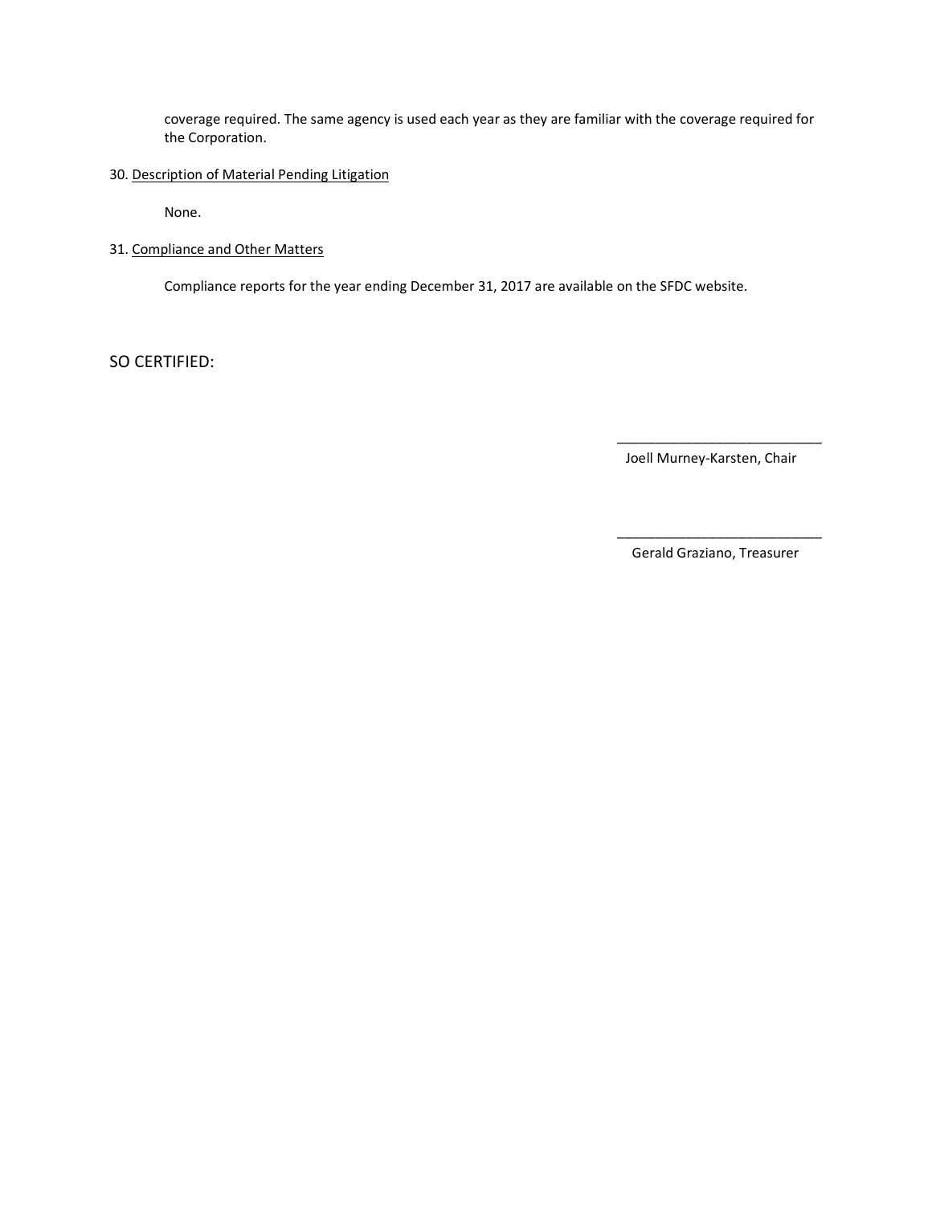coverage required. The same agency is used each year as they are familiar with the coverage required for the Corporation.

30. <u>Description of Material Pending Litigation</u>

None.

31. <u>Compliance and Other Matters</u>

Compliance reports for the year ending December 31, 2017 are available on the SFDC website.

SO CERTIFIED:

\_\_\_\_\_\_\_\_\_\_\_\_\_\_\_\_\_\_\_\_\_\_\_\_\_\_\_
Joell Murney-Karsten, Chair

\_\_\_\_\_\_\_\_\_\_\_\_\_\_\_\_\_\_\_\_\_\_\_\_\_\_\_
Gerald Graziano, Treasurer